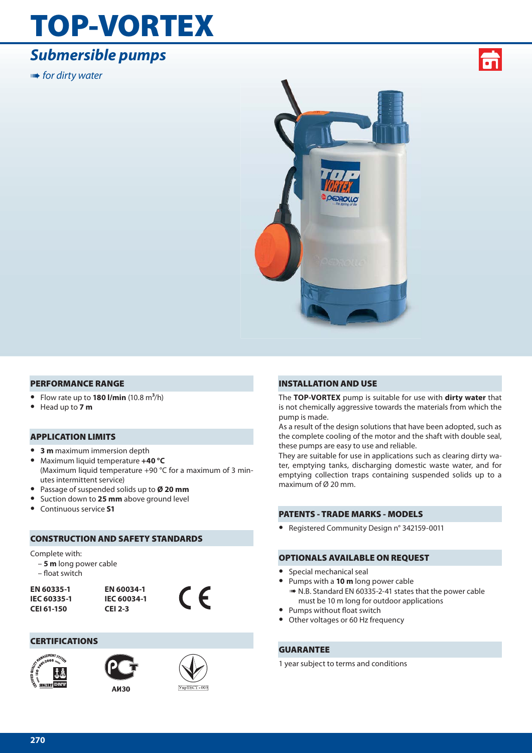# TOP-VORTEX

## *Submersible pumps*

➠ *for dirty water*

### PERFORMANCE RANGE

- Flow rate up to **180 l/min** (10.8 $m^3$/h)
- Head up to **7 m**

### APPLICATION LIMITS

- **3 m** maximum immersion depth
- Maximum liquid temperature **+40 °C** (Maximum liquid temperature +90 °C for a maximum of 3 minutes intermittent service)
- Passage of suspended solids up to **Ø 20 mm**
- Suction down to **25 mm** above ground level
- Continuous service **S1**

### CONSTRUCTION AND SAFETY STANDARDS

Complete with:
- **5 m** long power cable
- float switch

| | |
|---|---|
| **EN 60335-1** | **EN 60034-1** |
| **IEC 60335-1** | **IEC 60034-1** |
| **CEI 61-150** | **CEI 2-3** |

CE

### CERTIFICATIONS

АИ30

### INSTALLATION AND USE

The **TOP-VORTEX** pump is suitable for use with **dirty water** that is not chemically aggressive towards the materials from which the pump is made.

As a result of the design solutions that have been adopted, such as the complete cooling of the motor and the shaft with double seal, these pumps are easy to use and reliable.

They are suitable for use in applications such as clearing dirty water, emptying tanks, discharging domestic waste water, and for emptying collection traps containing suspended solids up to a maximum of Ø 20 mm.

### PATENTS - TRADE MARKS - MODELS

- Registered Community Design n° 342159-0011

### OPTIONALS AVAILABLE ON REQUEST

- Special mechanical seal
- Pumps with a **10 m** long power cable
  ➠ N.B. Standard EN 60335-2-41 states that the power cable must be 10 m long for outdoor applications
- Pumps without float switch
- Other voltages or 60 Hz frequency

### GUARANTEE

1 year subject to terms and conditions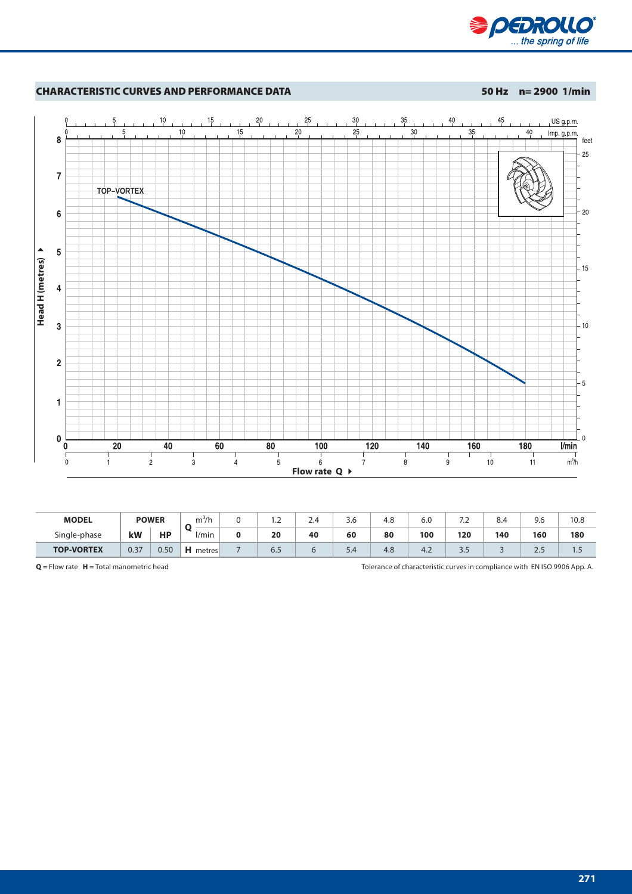## CHARACTERISTIC CURVES AND PERFORMANCE DATA

**50 Hz n= 2900 1/min**

| MODEL | POWER | | Q | m³/h | 0 | 1.2 | 2.4 | 3.6 | 4.8 | 6.0 | 7.2 | 8.4 | 9.6 | 10.8 |
|---|---|---|---|---|---|---|---|---|---|---|---|---|---|---|
| Single-phase | kW | HP | | l/min | 0 | 20 | 40 | 60 | 80 | 100 | 120 | 140 | 160 | 180 |
| **TOP-VORTEX** | 0.37 | 0.50 | **H** | metres | 7 | 6.5 | 6 | 5.4 | 4.8 | 4.2 | 3.5 | 3 | 2.5 | 1.5 |

**Q** = Flow rate **H** = Total manometric head

Tolerance of characteristic curves in compliance with EN ISO 9906 App. A.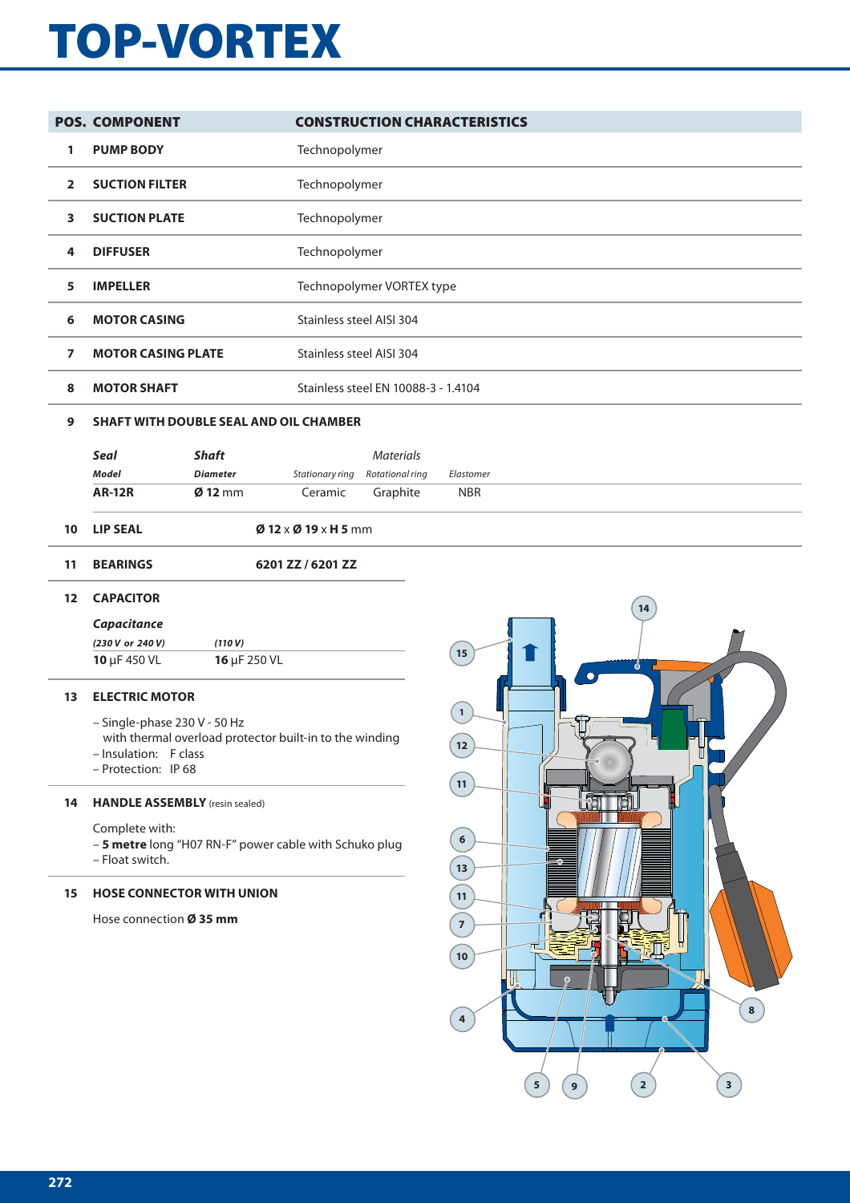# TOP-VORTEX

| POS. | COMPONENT | CONSTRUCTION CHARACTERISTICS |
|---|---|---|
| 1 | PUMP BODY | Technopolymer |
| 2 | SUCTION FILTER | Technopolymer |
| 3 | SUCTION PLATE | Technopolymer |
| 4 | DIFFUSER | Technopolymer |
| 5 | IMPELLER | Technopolymer VORTEX type |
| 6 | MOTOR CASING | Stainless steel AISI 304 |
| 7 | MOTOR CASING PLATE | Stainless steel AISI 304 |
| 8 | MOTOR SHAFT | Stainless steel EN 10088-3 - 1.4104 |

**9 SHAFT WITH DOUBLE SEAL AND OIL CHAMBER**

| *Seal* | *Shaft* | *Materials* | | |
|---|---|---|---|---|
| ***Model*** | ***Diameter*** | *Stationary ring* | *Rotational ring* | *Elastomer* |
| **AR-12R** | **Ø 12** mm | Ceramic | Graphite | NBR |

**10 LIP SEAL** **Ø 12** x **Ø 19** x **H 5** mm

**11 BEARINGS** **6201 ZZ / 6201 ZZ**

**12 CAPACITOR**

| *Capacitance* | |
|---|---|
| ***(230 V or 240 V)*** | ***(110 V)*** |
| **10** µF 450 VL | **16** µF 250 VL |

**13 ELECTRIC MOTOR**

- Single-phase 230 V - 50 Hz with thermal overload protector built-in to the winding
- Insulation: F class
- Protection: IP 68

**14 HANDLE ASSEMBLY** (resin sealed)

Complete with:
- **5 metre** long "H07 RN-F" power cable with Schuko plug
- Float switch.

**15 HOSE CONNECTOR WITH UNION**

Hose connection **Ø 35 mm**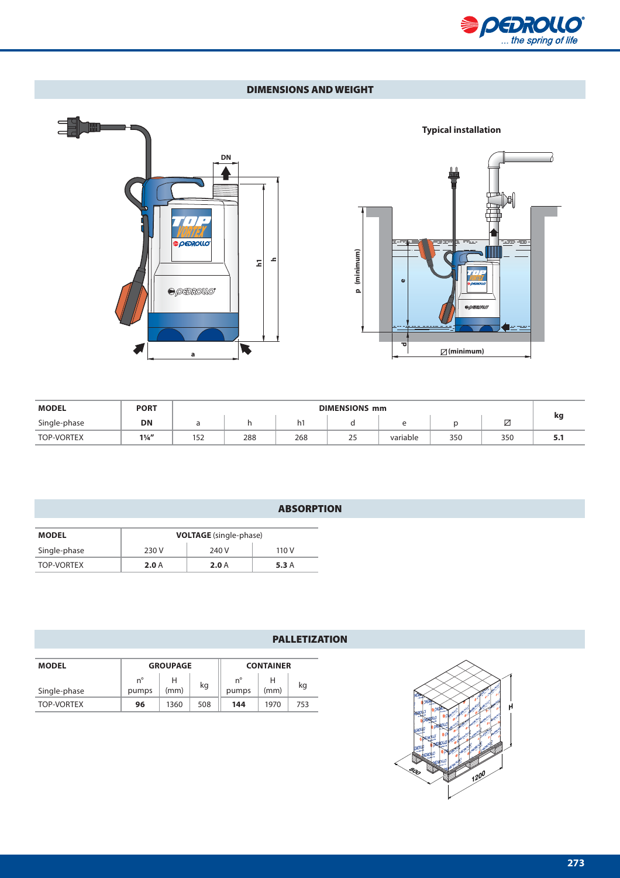## DIMENSIONS AND WEIGHT

**Typical installation**

| MODEL | PORT | DIMENSIONS mm | | | | | | | kg |
|---|---|---|---|---|---|---|---|---|---|
| Single-phase | DN | a | h | h1 | d | e | p | ◿ | |
| TOP-VORTEX | **1¼"** | 152 | 288 | 268 | 25 | variable | 350 | 350 | **5.1** |

## ABSORPTION

| MODEL | **VOLTAGE** (single-phase) | | |
|---|---|---|---|
| Single-phase | 230 V | 240 V | 110 V |
| TOP-VORTEX | **2.0** A | **2.0** A | **5.3** A |

## PALLETIZATION

| MODEL | GROUPAGE | | | CONTAINER | | |
|---|---|---|---|---|---|---|
| Single-phase | n° pumps | H (mm) | kg | n° pumps | H (mm) | kg |
| TOP-VORTEX | **96** | 1360 | 508 | **144** | 1970 | 753 |